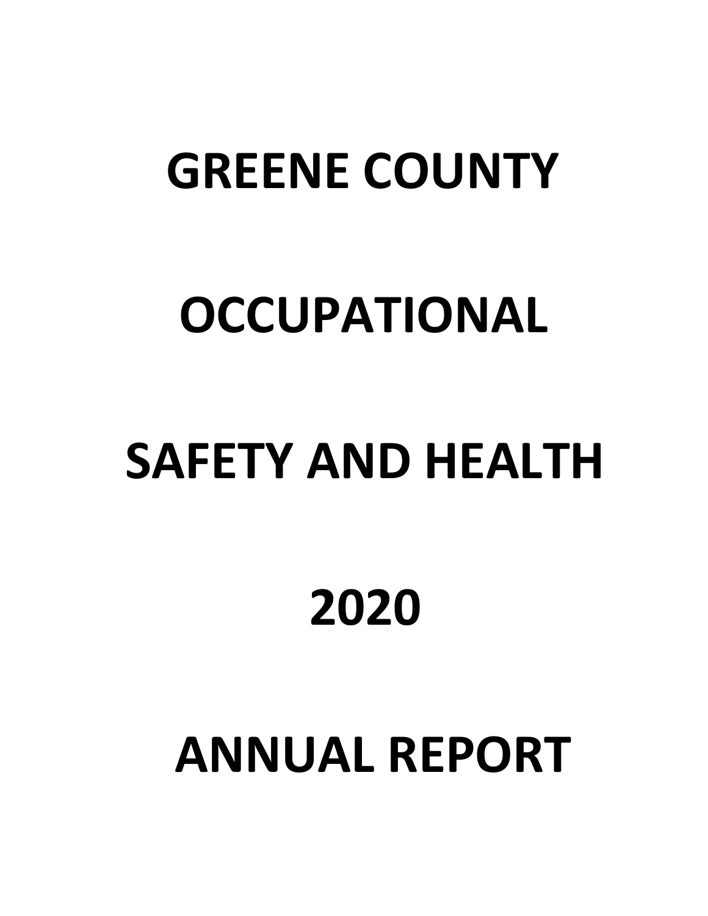# GREENE COUNTY

# OCCUPATIONAL

# SAFETY AND HEALTH

# 2020

# ANNUAL REPORT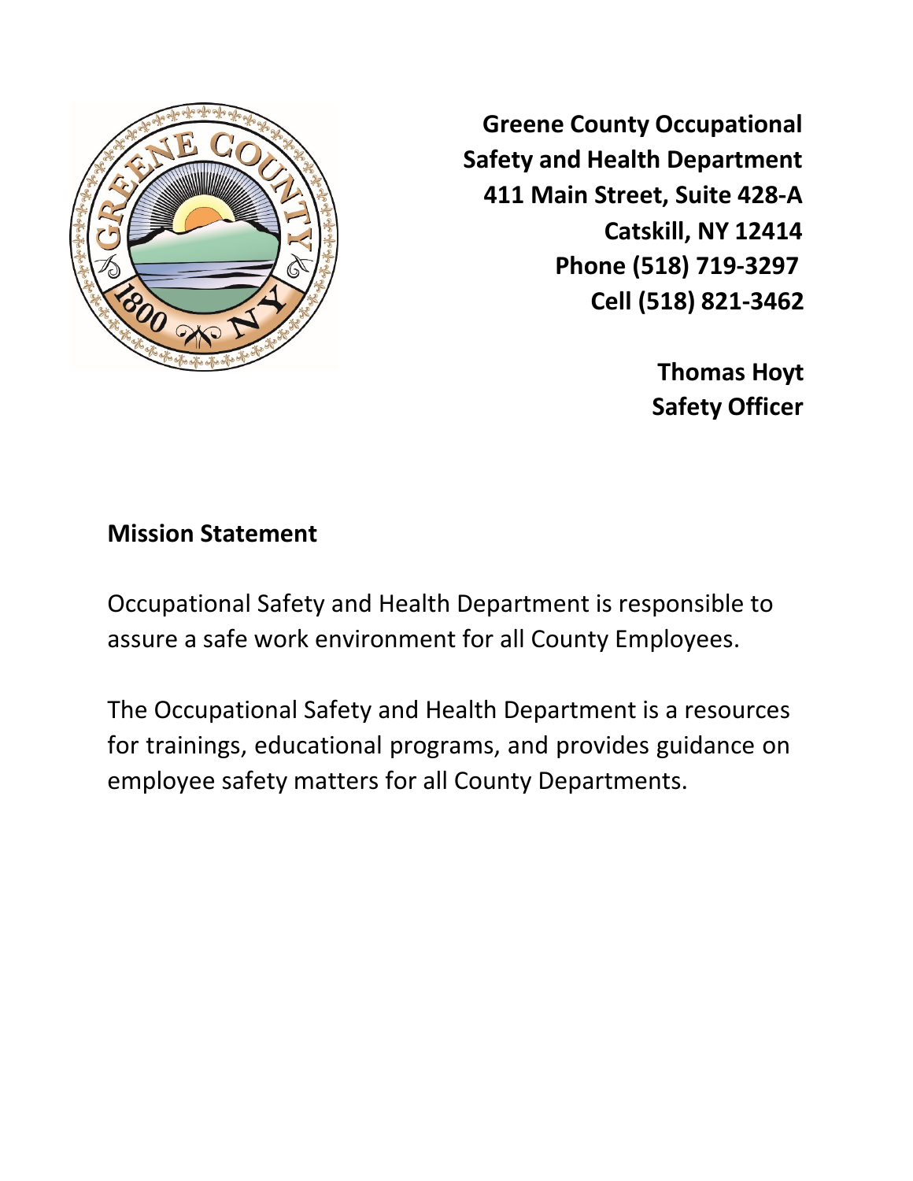**Greene County Occupational Safety and Health Department**
**411 Main Street, Suite 428-A**
**Catskill, NY 12414**
**Phone (518) 719-3297**
**Cell (518) 821-3462**

**Thomas Hoyt**
**Safety Officer**

## Mission Statement

Occupational Safety and Health Department is responsible to assure a safe work environment for all County Employees.

The Occupational Safety and Health Department is a resources for trainings, educational programs, and provides guidance on employee safety matters for all County Departments.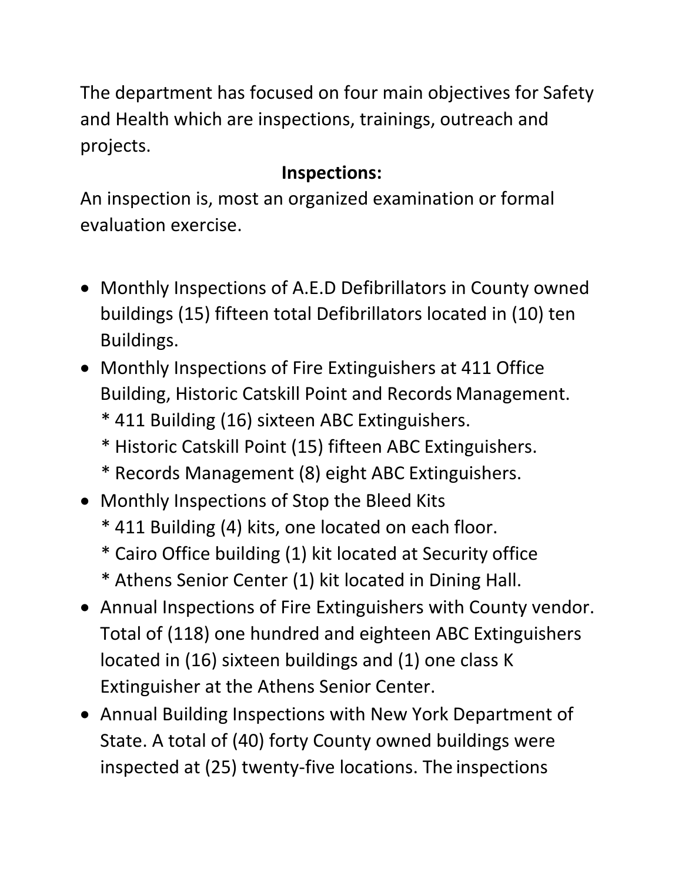The department has focused on four main objectives for Safety and Health which are inspections, trainings, outreach and projects.

## Inspections:

An inspection is, most an organized examination or formal evaluation exercise.

- Monthly Inspections of A.E.D Defibrillators in County owned buildings (15) fifteen total Defibrillators located in (10) ten Buildings.
- Monthly Inspections of Fire Extinguishers at 411 Office Building, Historic Catskill Point and Records Management.
  * 411 Building (16) sixteen ABC Extinguishers.
  * Historic Catskill Point (15) fifteen ABC Extinguishers.
  * Records Management (8) eight ABC Extinguishers.
- Monthly Inspections of Stop the Bleed Kits
  * 411 Building (4) kits, one located on each floor.
  * Cairo Office building (1) kit located at Security office
  * Athens Senior Center (1) kit located in Dining Hall.
- Annual Inspections of Fire Extinguishers with County vendor. Total of (118) one hundred and eighteen ABC Extinguishers located in (16) sixteen buildings and (1) one class K Extinguisher at the Athens Senior Center.
- Annual Building Inspections with New York Department of State. A total of (40) forty County owned buildings were inspected at (25) twenty-five locations. The inspections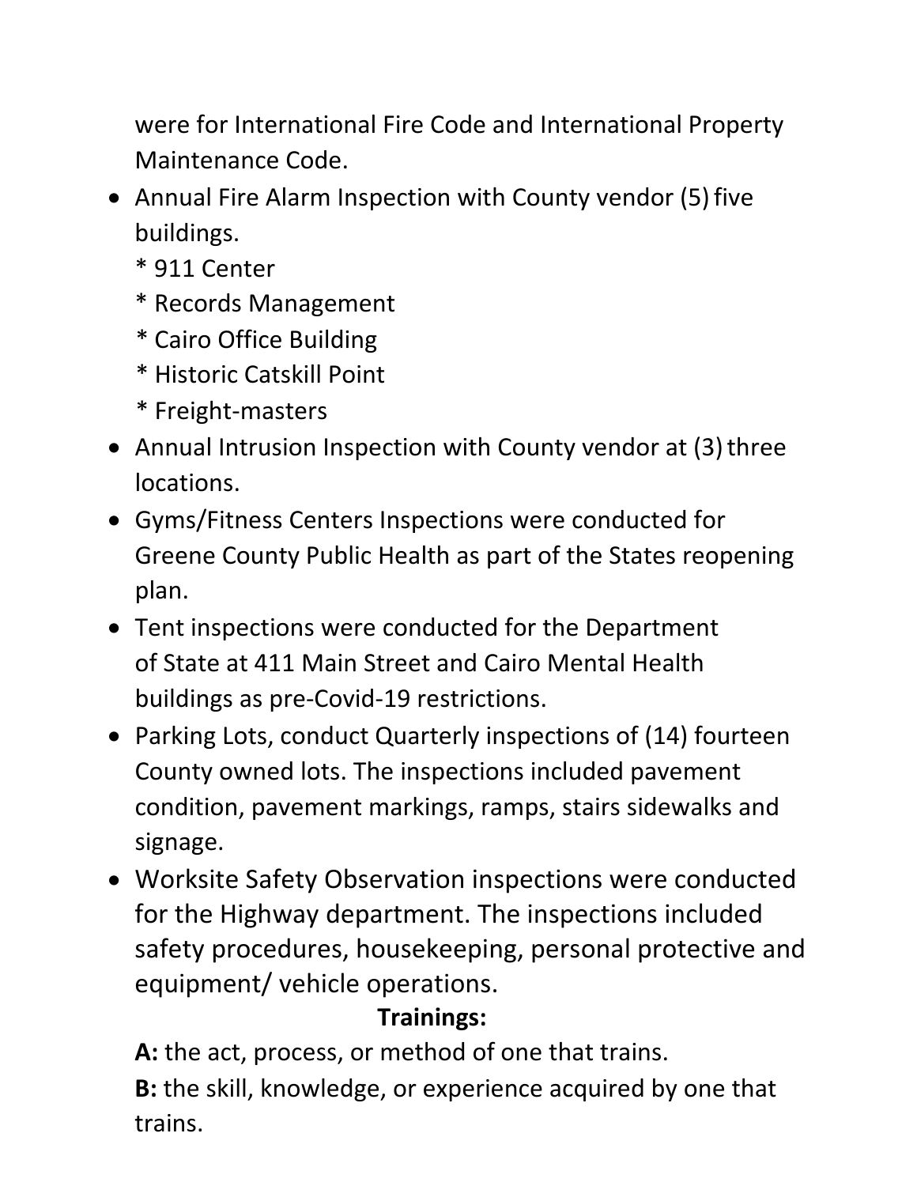were for International Fire Code and International Property Maintenance Code.

- Annual Fire Alarm Inspection with County vendor (5) five buildings.
  * 911 Center
  * Records Management
  * Cairo Office Building
  * Historic Catskill Point
  * Freight-masters
- Annual Intrusion Inspection with County vendor at (3) three locations.
- Gyms/Fitness Centers Inspections were conducted for Greene County Public Health as part of the States reopening plan.
- Tent inspections were conducted for the Department of State at 411 Main Street and Cairo Mental Health buildings as pre-Covid-19 restrictions.
- Parking Lots, conduct Quarterly inspections of (14) fourteen County owned lots. The inspections included pavement condition, pavement markings, ramps, stairs sidewalks and signage.
- Worksite Safety Observation inspections were conducted for the Highway department. The inspections included safety procedures, housekeeping, personal protective and equipment/ vehicle operations.

**Trainings:**

**A:** the act, process, or method of one that trains.

**B:** the skill, knowledge, or experience acquired by one that trains.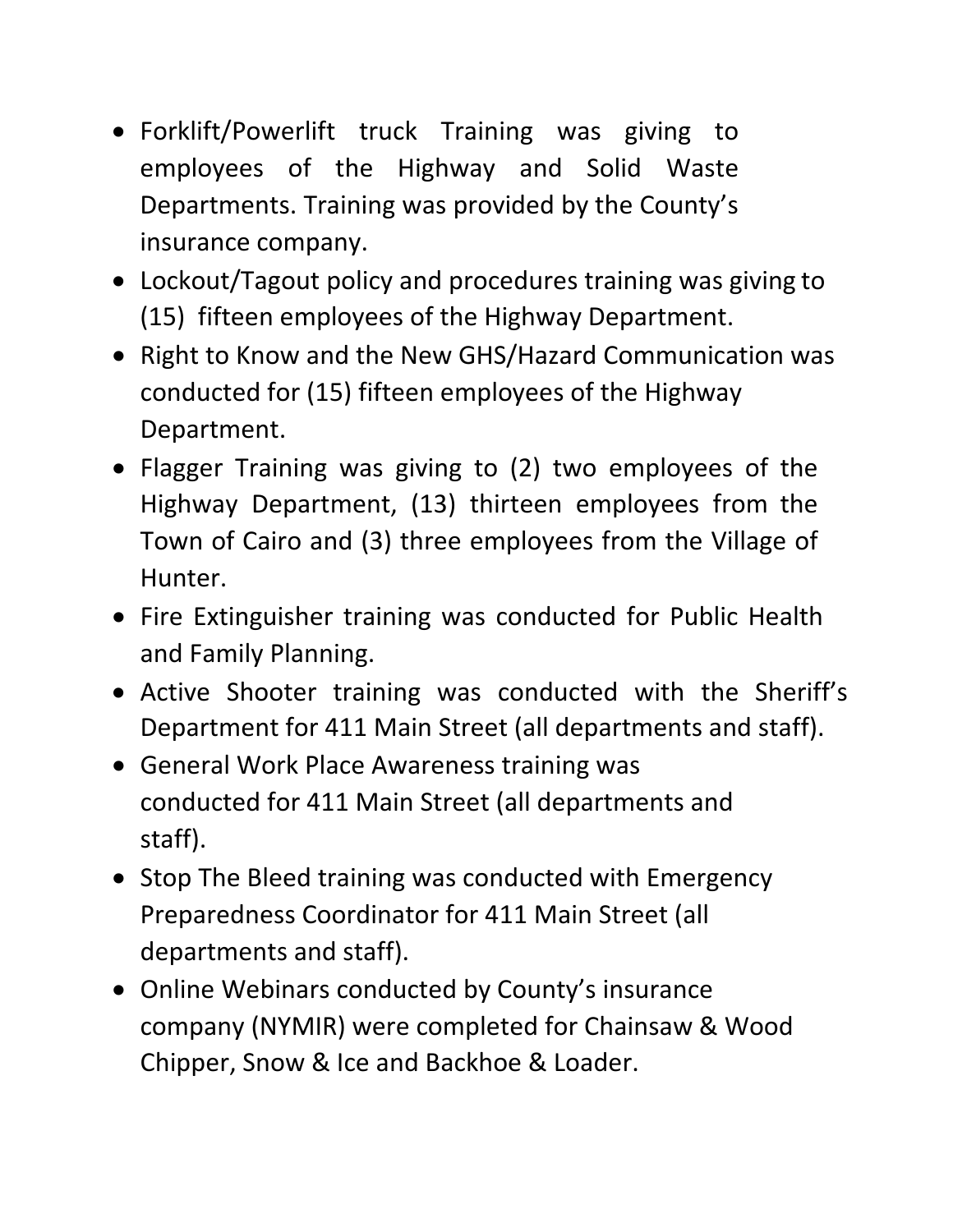- Forklift/Powerlift truck Training was giving to employees of the Highway and Solid Waste Departments. Training was provided by the County's insurance company.
- Lockout/Tagout policy and procedures training was giving to (15) fifteen employees of the Highway Department.
- Right to Know and the New GHS/Hazard Communication was conducted for (15) fifteen employees of the Highway Department.
- Flagger Training was giving to (2) two employees of the Highway Department, (13) thirteen employees from the Town of Cairo and (3) three employees from the Village of Hunter.
- Fire Extinguisher training was conducted for Public Health and Family Planning.
- Active Shooter training was conducted with the Sheriff's Department for 411 Main Street (all departments and staff).
- General Work Place Awareness training was conducted for 411 Main Street (all departments and staff).
- Stop The Bleed training was conducted with Emergency Preparedness Coordinator for 411 Main Street (all departments and staff).
- Online Webinars conducted by County's insurance company (NYMIR) were completed for Chainsaw & Wood Chipper, Snow & Ice and Backhoe & Loader.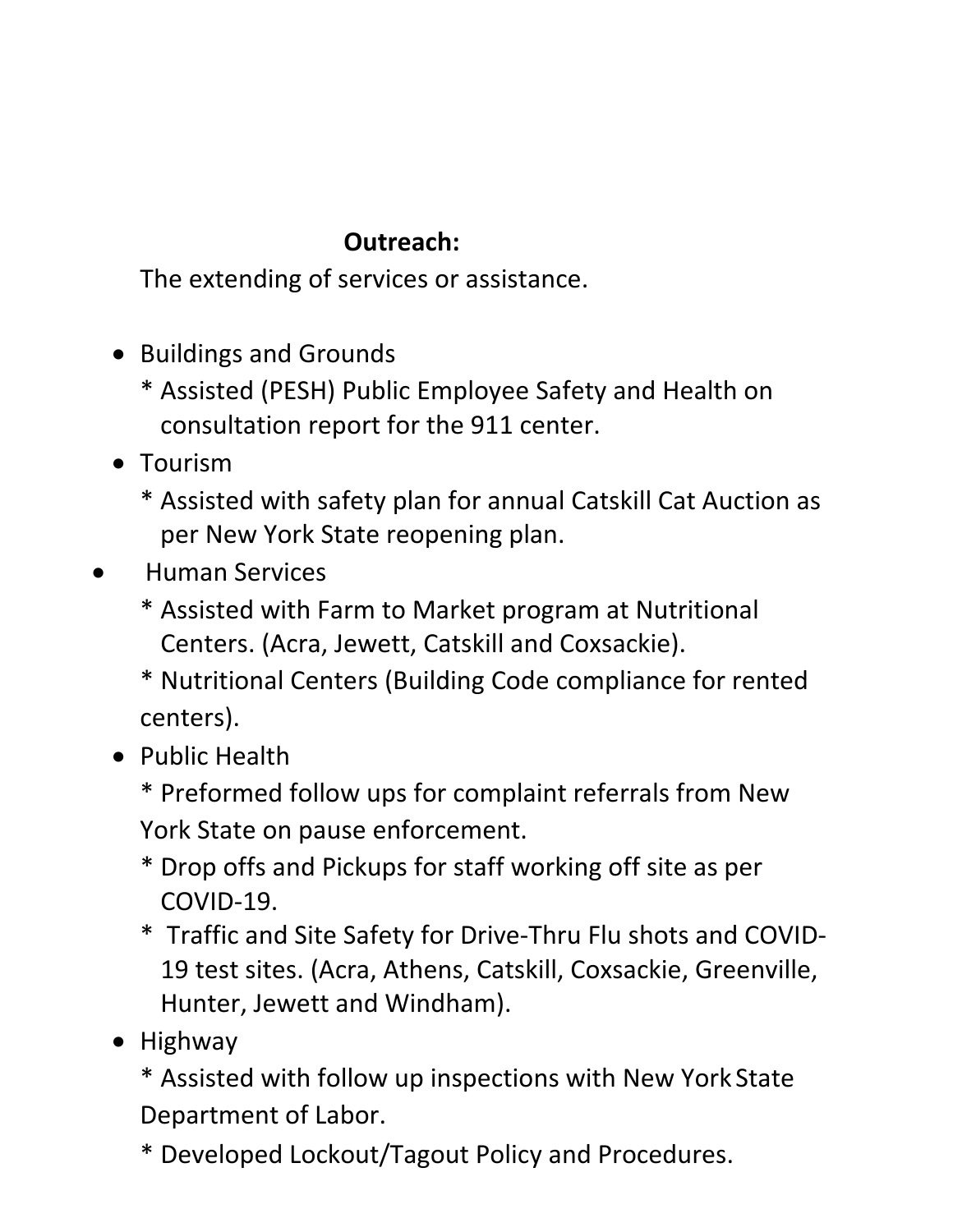**Outreach:**

The extending of services or assistance.

- Buildings and Grounds
  * Assisted (PESH) Public Employee Safety and Health on consultation report for the 911 center.
- Tourism
  * Assisted with safety plan for annual Catskill Cat Auction as per New York State reopening plan.
- Human Services
  * Assisted with Farm to Market program at Nutritional Centers. (Acra, Jewett, Catskill and Coxsackie).
  * Nutritional Centers (Building Code compliance for rented centers).
- Public Health
  * Preformed follow ups for complaint referrals from New York State on pause enforcement.
  * Drop offs and Pickups for staff working off site as per COVID-19.
  * Traffic and Site Safety for Drive-Thru Flu shots and COVID-19 test sites. (Acra, Athens, Catskill, Coxsackie, Greenville, Hunter, Jewett and Windham).
- Highway
  * Assisted with follow up inspections with New York State Department of Labor.
  * Developed Lockout/Tagout Policy and Procedures.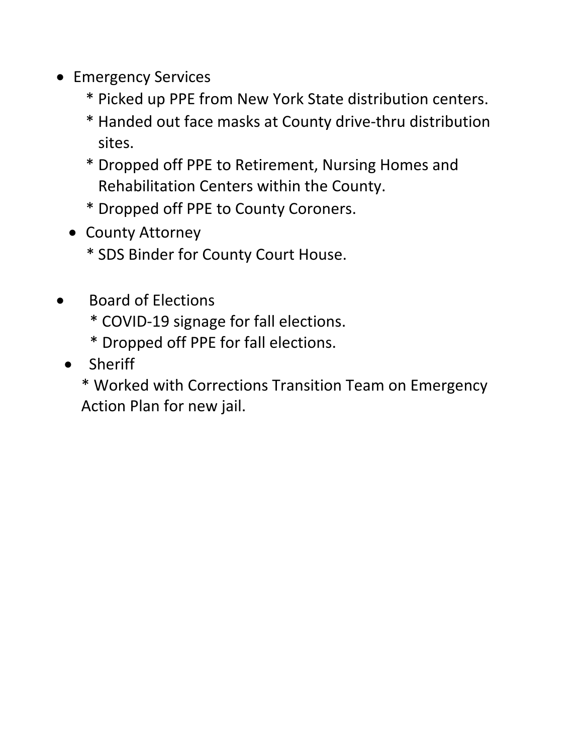- Emergency Services
  - * Picked up PPE from New York State distribution centers.
  - * Handed out face masks at County drive-thru distribution sites.
  - * Dropped off PPE to Retirement, Nursing Homes and Rehabilitation Centers within the County.
  - * Dropped off PPE to County Coroners.
- County Attorney
  - * SDS Binder for County Court House.
- Board of Elections
  - * COVID-19 signage for fall elections.
  - * Dropped off PPE for fall elections.
- Sheriff
  - * Worked with Corrections Transition Team on Emergency Action Plan for new jail.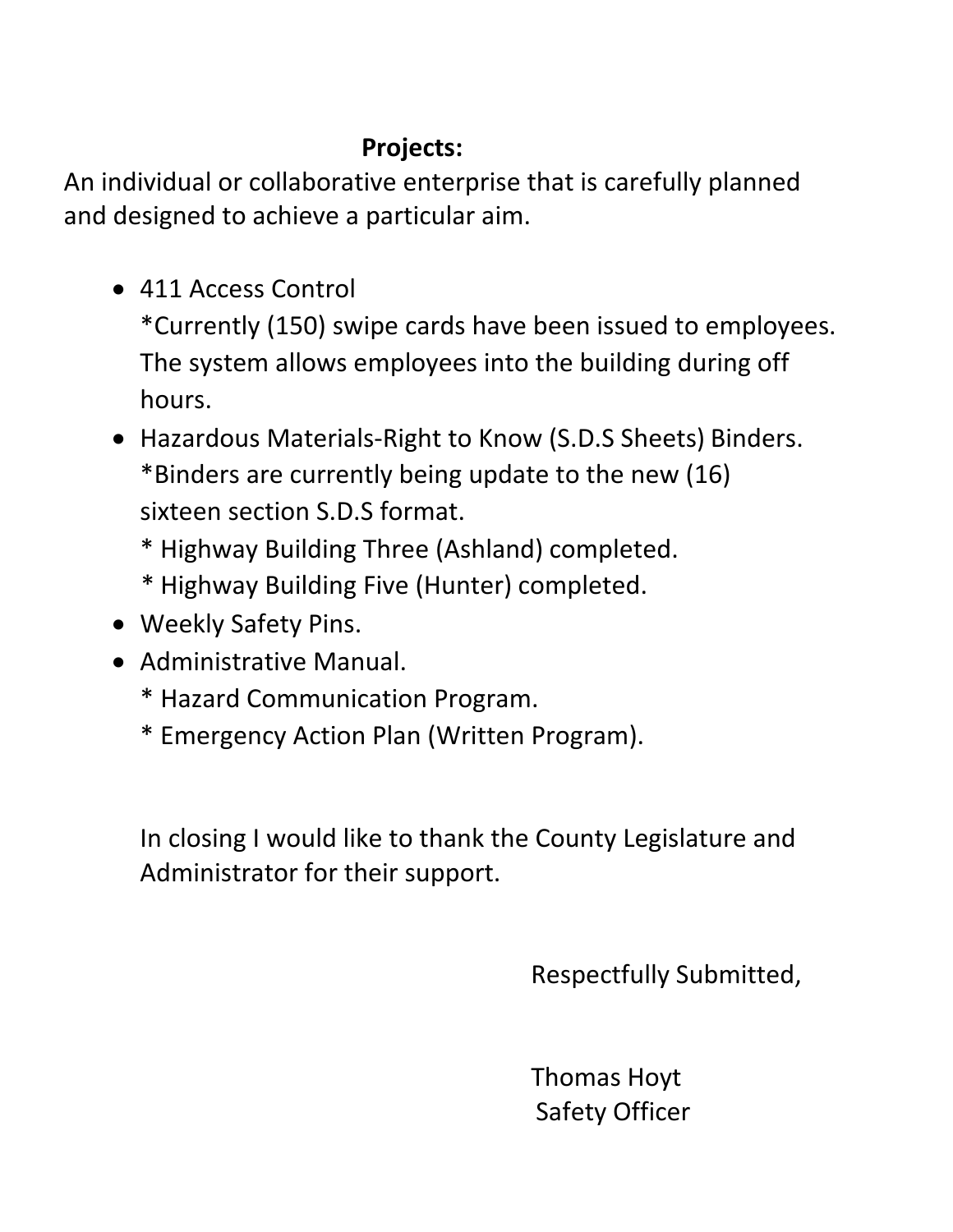**Projects:**

An individual or collaborative enterprise that is carefully planned and designed to achieve a particular aim.

- 411 Access Control
  *Currently (150) swipe cards have been issued to employees. The system allows employees into the building during off hours.
- Hazardous Materials-Right to Know (S.D.S Sheets) Binders.
  *Binders are currently being update to the new (16) sixteen section S.D.S format.
  * Highway Building Three (Ashland) completed.
  * Highway Building Five (Hunter) completed.
- Weekly Safety Pins.
- Administrative Manual.
  * Hazard Communication Program.
  * Emergency Action Plan (Written Program).

In closing I would like to thank the County Legislature and Administrator for their support.

Respectfully Submitted,

Thomas Hoyt
Safety Officer